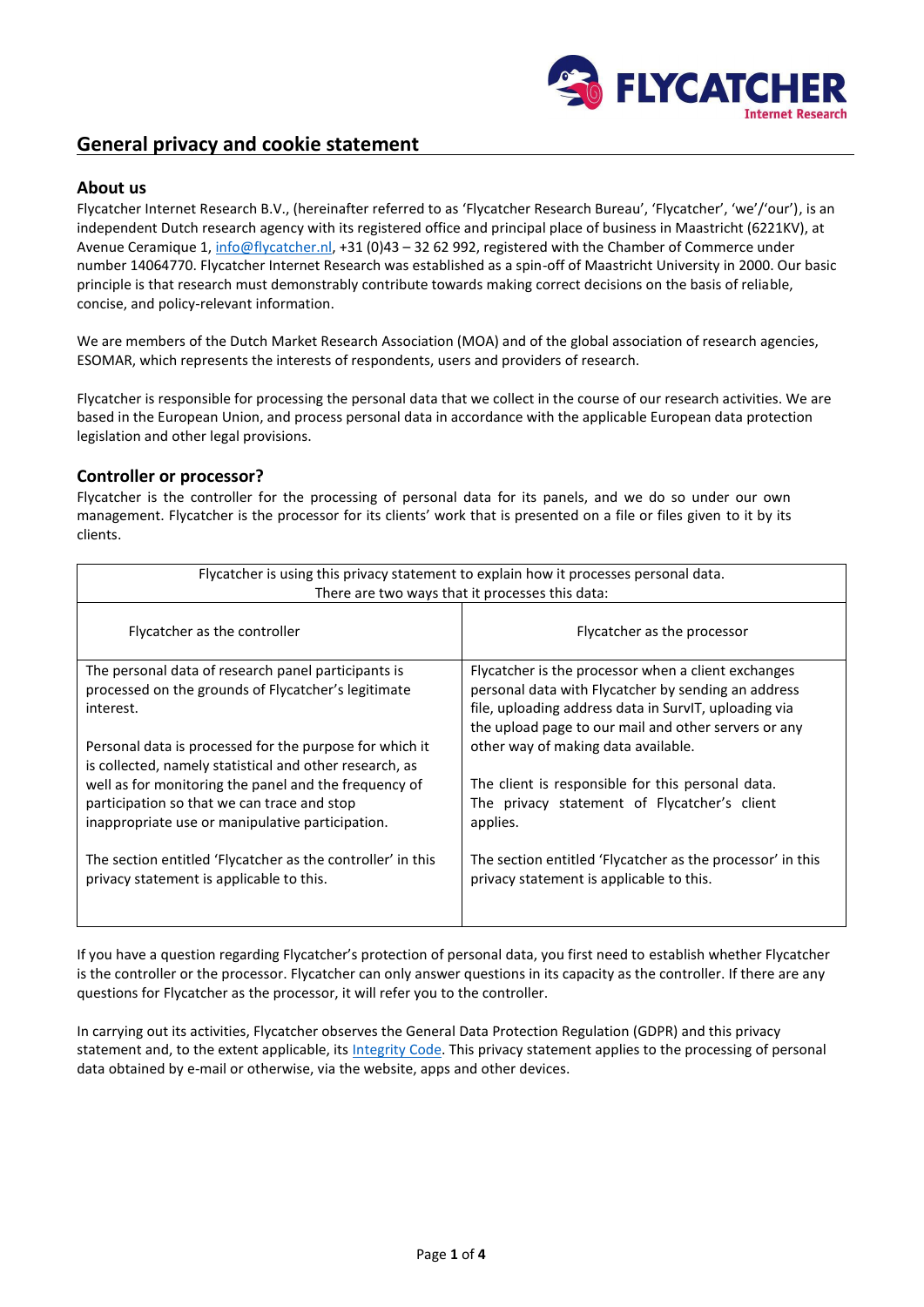# General privacy and cookie statement

## About us

Flycatcher Internet Research B.V., (hereinafter referred to as 'Flycatcher Research Bureau', 'Flycatcher', 'we'/'our'), is an independent Dutch research agency with its registered office and principal place of business in Maastricht (6221KV), at Avenue Ceramique 1, info@flycatcher.nl, +31 (0)43 – 32 62 992, registered with the Chamber of Commerce under number 14064770. Flycatcher Internet Research was established as a spin-off of Maastricht University in 2000. Our basic principle is that research must demonstrably contribute towards making correct decisions on the basis of reliable, concise, and policy-relevant information.

We are members of the Dutch Market Research Association (MOA) and of the global association of research agencies, ESOMAR, which represents the interests of respondents, users and providers of research.

Flycatcher is responsible for processing the personal data that we collect in the course of our research activities. We are based in the European Union, and process personal data in accordance with the applicable European data protection legislation and other legal provisions.

## Controller or processor?

Flycatcher is the controller for the processing of personal data for its panels, and we do so under our own management. Flycatcher is the processor for its clients' work that is presented on a file or files given to it by its clients.

| Flycatcher is using this privacy statement to explain how it processes personal data. There are two ways that it processes this data: | |
|---|---|
| Flycatcher as the controller | Flycatcher as the processor |
| The personal data of research panel participants is processed on the grounds of Flycatcher's legitimate interest.<br><br>Personal data is processed for the purpose for which it is collected, namely statistical and other research, as well as for monitoring the panel and the frequency of participation so that we can trace and stop inappropriate use or manipulative participation.<br><br>The section entitled 'Flycatcher as the controller' in this privacy statement is applicable to this. | Flycatcher is the processor when a client exchanges personal data with Flycatcher by sending an address file, uploading address data in SurvIT, uploading via the upload page to our mail and other servers or any other way of making data available.<br><br>The client is responsible for this personal data. The privacy statement of Flycatcher's client applies.<br><br>The section entitled 'Flycatcher as the processor' in this privacy statement is applicable to this. |

If you have a question regarding Flycatcher's protection of personal data, you first need to establish whether Flycatcher is the controller or the processor. Flycatcher can only answer questions in its capacity as the controller. If there are any questions for Flycatcher as the processor, it will refer you to the controller.

In carrying out its activities, Flycatcher observes the General Data Protection Regulation (GDPR) and this privacy statement and, to the extent applicable, its Integrity Code. This privacy statement applies to the processing of personal data obtained by e-mail or otherwise, via the website, apps and other devices.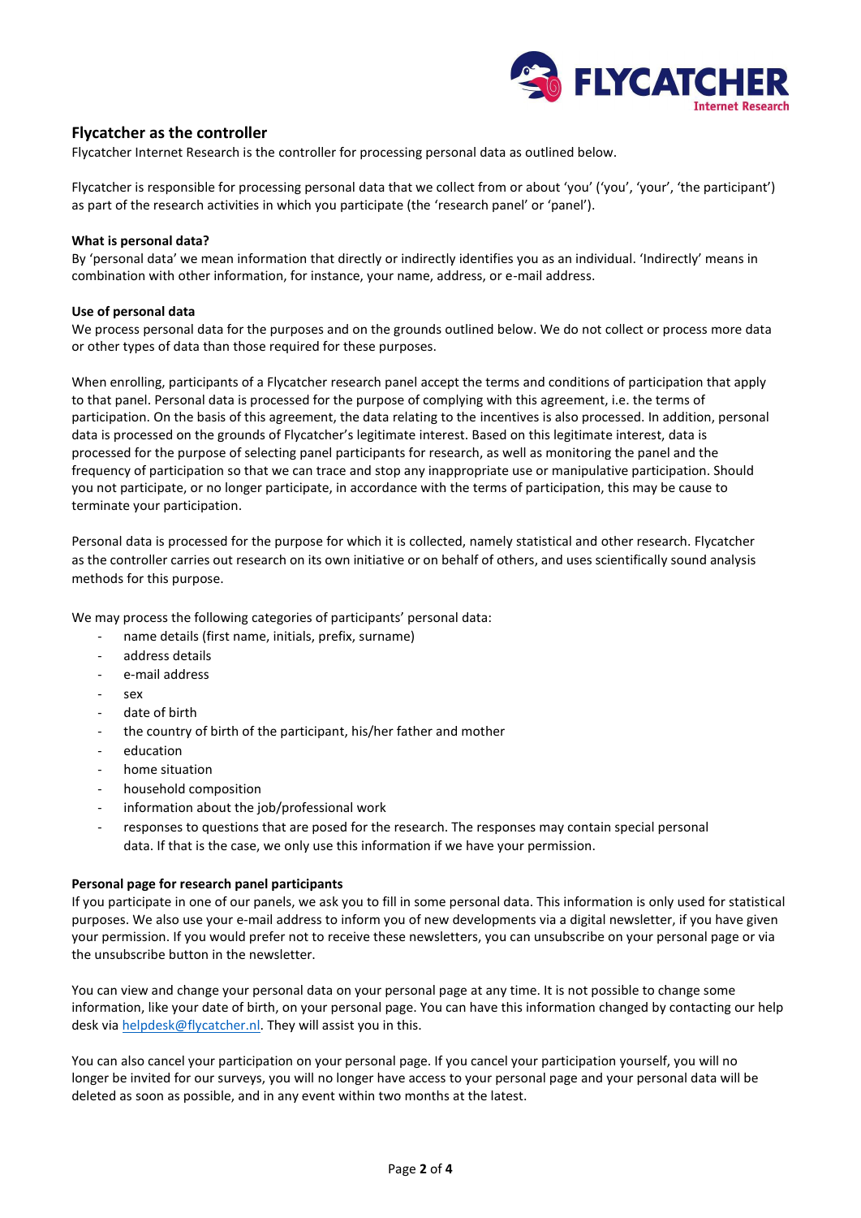## Flycatcher as the controller

Flycatcher Internet Research is the controller for processing personal data as outlined below.

Flycatcher is responsible for processing personal data that we collect from or about 'you' ('you', 'your', 'the participant') as part of the research activities in which you participate (the 'research panel' or 'panel').

**What is personal data?**

By 'personal data' we mean information that directly or indirectly identifies you as an individual. 'Indirectly' means in combination with other information, for instance, your name, address, or e-mail address.

**Use of personal data**

We process personal data for the purposes and on the grounds outlined below. We do not collect or process more data or other types of data than those required for these purposes.

When enrolling, participants of a Flycatcher research panel accept the terms and conditions of participation that apply to that panel. Personal data is processed for the purpose of complying with this agreement, i.e. the terms of participation. On the basis of this agreement, the data relating to the incentives is also processed. In addition, personal data is processed on the grounds of Flycatcher's legitimate interest. Based on this legitimate interest, data is processed for the purpose of selecting panel participants for research, as well as monitoring the panel and the frequency of participation so that we can trace and stop any inappropriate use or manipulative participation. Should you not participate, or no longer participate, in accordance with the terms of participation, this may be cause to terminate your participation.

Personal data is processed for the purpose for which it is collected, namely statistical and other research. Flycatcher as the controller carries out research on its own initiative or on behalf of others, and uses scientifically sound analysis methods for this purpose.

We may process the following categories of participants' personal data:

- name details (first name, initials, prefix, surname)
- address details
- e-mail address
- sex
- date of birth
- the country of birth of the participant, his/her father and mother
- education
- home situation
- household composition
- information about the job/professional work
- responses to questions that are posed for the research. The responses may contain special personal data. If that is the case, we only use this information if we have your permission.

**Personal page for research panel participants**

If you participate in one of our panels, we ask you to fill in some personal data. This information is only used for statistical purposes. We also use your e-mail address to inform you of new developments via a digital newsletter, if you have given your permission. If you would prefer not to receive these newsletters, you can unsubscribe on your personal page or via the unsubscribe button in the newsletter.

You can view and change your personal data on your personal page at any time. It is not possible to change some information, like your date of birth, on your personal page. You can have this information changed by contacting our help desk via helpdesk@flycatcher.nl. They will assist you in this.

You can also cancel your participation on your personal page. If you cancel your participation yourself, you will no longer be invited for our surveys, you will no longer have access to your personal page and your personal data will be deleted as soon as possible, and in any event within two months at the latest.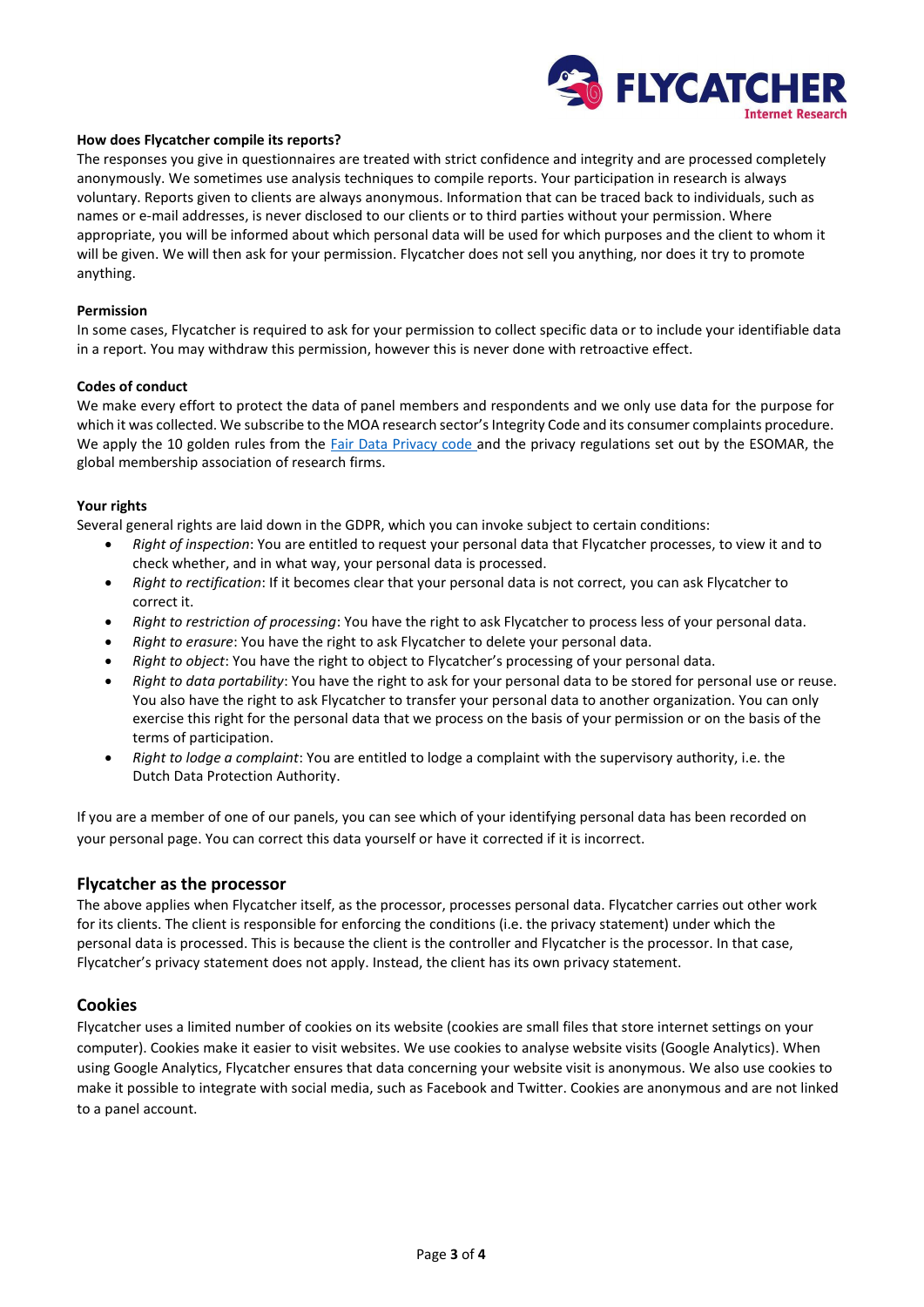#### How does Flycatcher compile its reports?

The responses you give in questionnaires are treated with strict confidence and integrity and are processed completely anonymously. We sometimes use analysis techniques to compile reports. Your participation in research is always voluntary. Reports given to clients are always anonymous. Information that can be traced back to individuals, such as names or e-mail addresses, is never disclosed to our clients or to third parties without your permission. Where appropriate, you will be informed about which personal data will be used for which purposes and the client to whom it will be given. We will then ask for your permission. Flycatcher does not sell you anything, nor does it try to promote anything.

#### Permission

In some cases, Flycatcher is required to ask for your permission to collect specific data or to include your identifiable data in a report. You may withdraw this permission, however this is never done with retroactive effect.

#### Codes of conduct

We make every effort to protect the data of panel members and respondents and we only use data for the purpose for which it was collected. We subscribe to the MOA research sector's Integrity Code and its consumer complaints procedure. We apply the 10 golden rules from the Fair Data Privacy code and the privacy regulations set out by the ESOMAR, the global membership association of research firms.

#### Your rights

Several general rights are laid down in the GDPR, which you can invoke subject to certain conditions:

- *Right of inspection*: You are entitled to request your personal data that Flycatcher processes, to view it and to check whether, and in what way, your personal data is processed.
- *Right to rectification*: If it becomes clear that your personal data is not correct, you can ask Flycatcher to correct it.
- *Right to restriction of processing*: You have the right to ask Flycatcher to process less of your personal data.
- *Right to erasure*: You have the right to ask Flycatcher to delete your personal data.
- *Right to object*: You have the right to object to Flycatcher's processing of your personal data.
- *Right to data portability*: You have the right to ask for your personal data to be stored for personal use or reuse. You also have the right to ask Flycatcher to transfer your personal data to another organization. You can only exercise this right for the personal data that we process on the basis of your permission or on the basis of the terms of participation.
- *Right to lodge a complaint*: You are entitled to lodge a complaint with the supervisory authority, i.e. the Dutch Data Protection Authority.

If you are a member of one of our panels, you can see which of your identifying personal data has been recorded on your personal page. You can correct this data yourself or have it corrected if it is incorrect.

## Flycatcher as the processor

The above applies when Flycatcher itself, as the processor, processes personal data. Flycatcher carries out other work for its clients. The client is responsible for enforcing the conditions (i.e. the privacy statement) under which the personal data is processed. This is because the client is the controller and Flycatcher is the processor. In that case, Flycatcher's privacy statement does not apply. Instead, the client has its own privacy statement.

## Cookies

Flycatcher uses a limited number of cookies on its website (cookies are small files that store internet settings on your computer). Cookies make it easier to visit websites. We use cookies to analyse website visits (Google Analytics). When using Google Analytics, Flycatcher ensures that data concerning your website visit is anonymous. We also use cookies to make it possible to integrate with social media, such as Facebook and Twitter. Cookies are anonymous and are not linked to a panel account.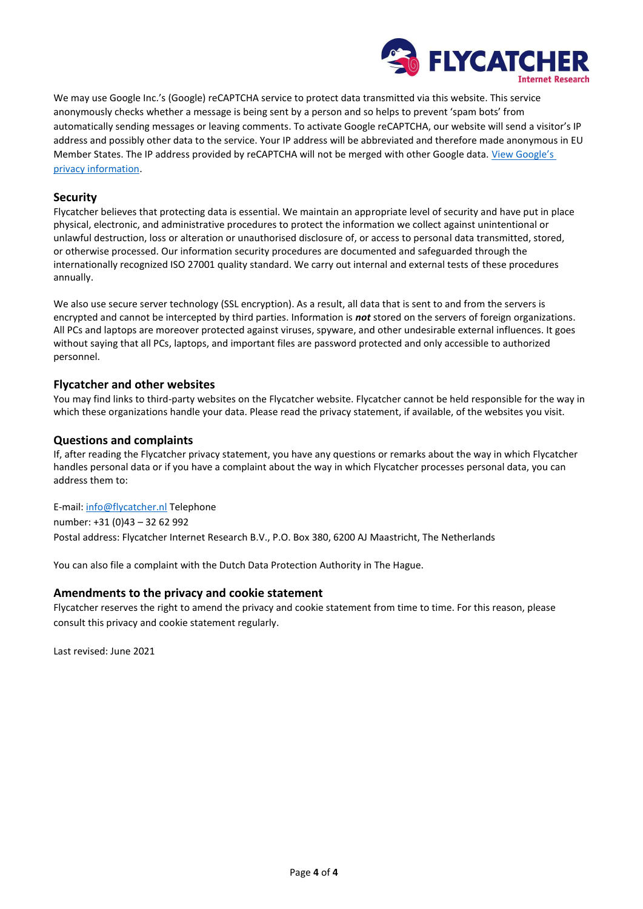We may use Google Inc.'s (Google) reCAPTCHA service to protect data transmitted via this website. This service anonymously checks whether a message is being sent by a person and so helps to prevent 'spam bots' from automatically sending messages or leaving comments. To activate Google reCAPTCHA, our website will send a visitor's IP address and possibly other data to the service. Your IP address will be abbreviated and therefore made anonymous in EU Member States. The IP address provided by reCAPTCHA will not be merged with other Google data. View Google's privacy information.

## Security

Flycatcher believes that protecting data is essential. We maintain an appropriate level of security and have put in place physical, electronic, and administrative procedures to protect the information we collect against unintentional or unlawful destruction, loss or alteration or unauthorised disclosure of, or access to personal data transmitted, stored, or otherwise processed. Our information security procedures are documented and safeguarded through the internationally recognized ISO 27001 quality standard. We carry out internal and external tests of these procedures annually.

We also use secure server technology (SSL encryption). As a result, all data that is sent to and from the servers is encrypted and cannot be intercepted by third parties. Information is ***not*** stored on the servers of foreign organizations. All PCs and laptops are moreover protected against viruses, spyware, and other undesirable external influences. It goes without saying that all PCs, laptops, and important files are password protected and only accessible to authorized personnel.

## Flycatcher and other websites

You may find links to third-party websites on the Flycatcher website. Flycatcher cannot be held responsible for the way in which these organizations handle your data. Please read the privacy statement, if available, of the websites you visit.

## Questions and complaints

If, after reading the Flycatcher privacy statement, you have any questions or remarks about the way in which Flycatcher handles personal data or if you have a complaint about the way in which Flycatcher processes personal data, you can address them to:

E-mail: info@flycatcher.nl Telephone number: +31 (0)43 – 32 62 992

Postal address: Flycatcher Internet Research B.V., P.O. Box 380, 6200 AJ Maastricht, The Netherlands

You can also file a complaint with the Dutch Data Protection Authority in The Hague.

## Amendments to the privacy and cookie statement

Flycatcher reserves the right to amend the privacy and cookie statement from time to time. For this reason, please consult this privacy and cookie statement regularly.

Last revised: June 2021